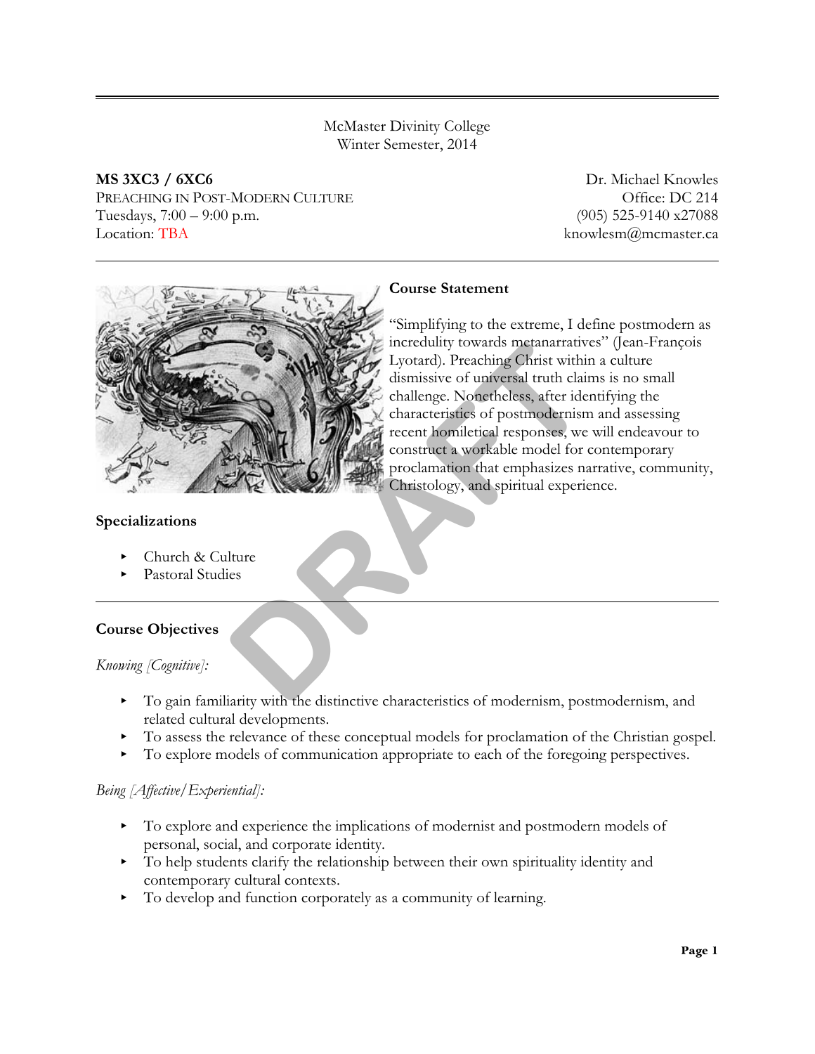McMaster Divinity College
Winter Semester, 2014

**MS 3XC3 / 6XC6**
PREACHING IN POST-MODERN CULTURE
Tuesdays, 7:00 – 9:00 p.m.
Location: TBA

Dr. Michael Knowles
Office: DC 214
(905) 525-9140 x27088
knowlesm@mcmaster.ca

## Course Statement

"Simplifying to the extreme, I define postmodern as incredulity towards metanarratives" (Jean-François Lyotard). Preaching Christ within a culture dismissive of universal truth claims is no small challenge. Nonetheless, after identifying the characteristics of postmodernism and assessing recent homiletical responses, we will endeavour to construct a workable model for contemporary proclamation that emphasizes narrative, community, Christology, and spiritual experience.

## Specializations

- Church & Culture
- Pastoral Studies

## Course Objectives

*Knowing [Cognitive]:*

- To gain familiarity with the distinctive characteristics of modernism, postmodernism, and related cultural developments.
- To assess the relevance of these conceptual models for proclamation of the Christian gospel.
- To explore models of communication appropriate to each of the foregoing perspectives.

*Being [Affective/Experiential]:*

- To explore and experience the implications of modernist and postmodern models of personal, social, and corporate identity.
- To help students clarify the relationship between their own spirituality identity and contemporary cultural contexts.
- To develop and function corporately as a community of learning.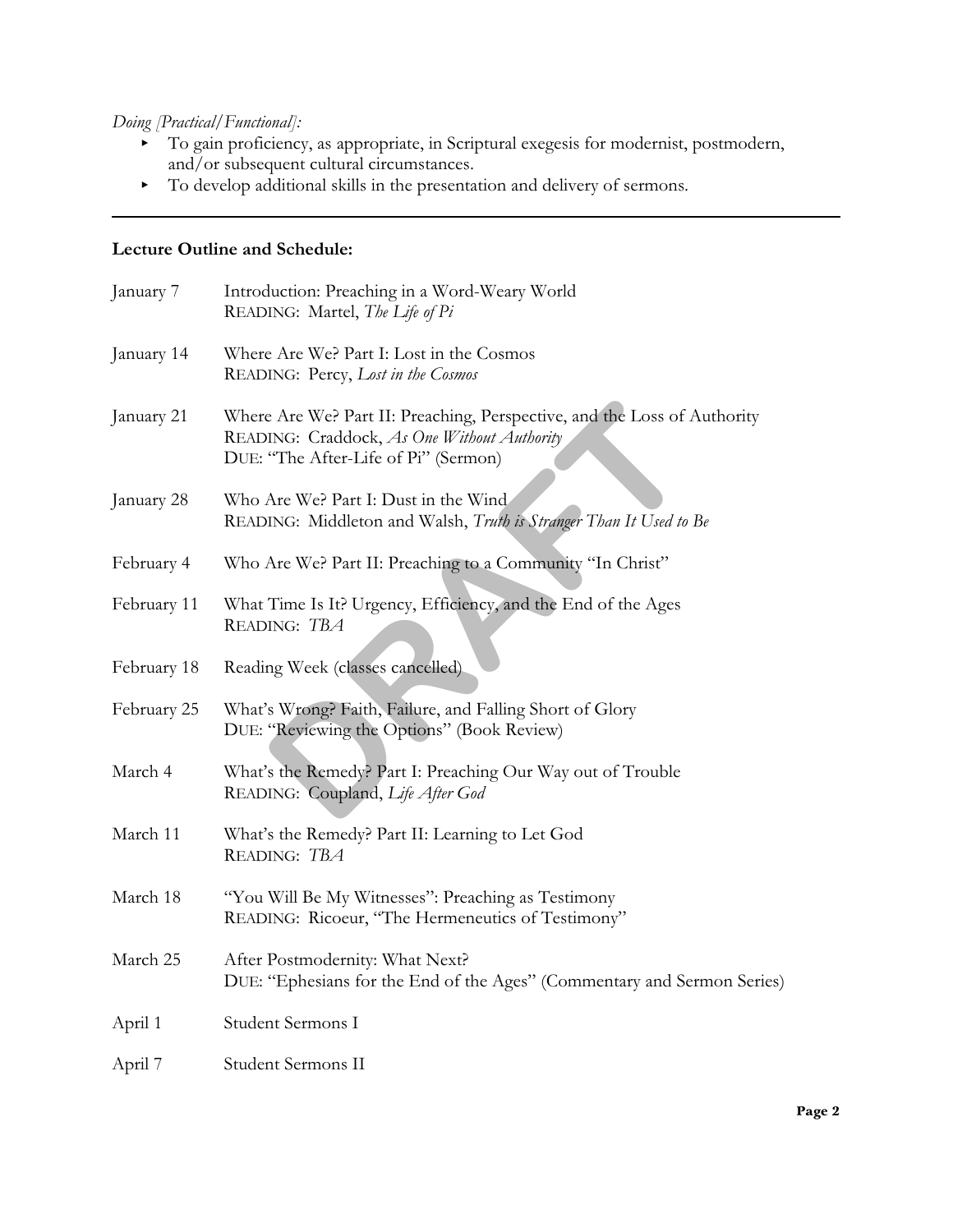*Doing [Practical/Functional]:*

- To gain proficiency, as appropriate, in Scriptural exegesis for modernist, postmodern, and/or subsequent cultural circumstances.
- To develop additional skills in the presentation and delivery of sermons.

---

**Lecture Outline and Schedule:**

| | |
|---|---|
| January 7 | Introduction: Preaching in a Word-Weary World<br>READING: Martel, *The Life of Pi* |
| January 14 | Where Are We? Part I: Lost in the Cosmos<br>READING: Percy, *Lost in the Cosmos* |
| January 21 | Where Are We? Part II: Preaching, Perspective, and the Loss of Authority<br>READING: Craddock, *As One Without Authority*<br>DUE: "The After-Life of Pi" (Sermon) |
| January 28 | Who Are We? Part I: Dust in the Wind<br>READING: Middleton and Walsh, *Truth is Stranger Than It Used to Be* |
| February 4 | Who Are We? Part II: Preaching to a Community "In Christ" |
| February 11 | What Time Is It? Urgency, Efficiency, and the End of the Ages<br>READING: *TBA* |
| February 18 | Reading Week (classes cancelled) |
| February 25 | What's Wrong? Faith, Failure, and Falling Short of Glory<br>DUE: "Reviewing the Options" (Book Review) |
| March 4 | What's the Remedy? Part I: Preaching Our Way out of Trouble<br>READING: Coupland, *Life After God* |
| March 11 | What's the Remedy? Part II: Learning to Let God<br>READING: *TBA* |
| March 18 | "You Will Be My Witnesses": Preaching as Testimony<br>READING: Ricoeur, "The Hermeneutics of Testimony" |
| March 25 | After Postmodernity: What Next?<br>DUE: "Ephesians for the End of the Ages" (Commentary and Sermon Series) |
| April 1 | Student Sermons I |
| April 7 | Student Sermons II |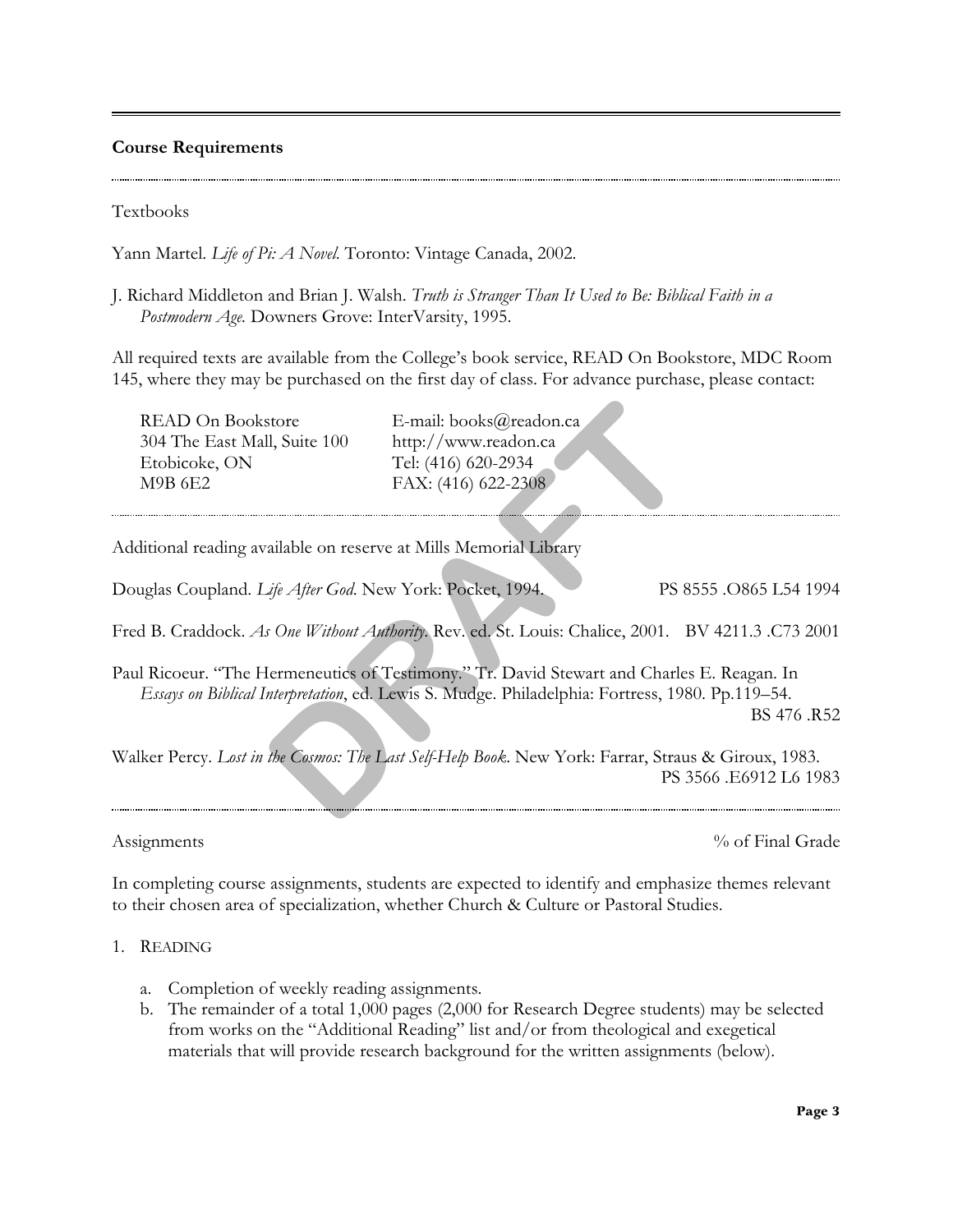**Course Requirements**

Textbooks

Yann Martel. *Life of Pi: A Novel*. Toronto: Vintage Canada, 2002.

J. Richard Middleton and Brian J. Walsh. *Truth is Stranger Than It Used to Be: Biblical Faith in a Postmodern Age*. Downers Grove: InterVarsity, 1995.

All required texts are available from the College's book service, READ On Bookstore, MDC Room 145, where they may be purchased on the first day of class. For advance purchase, please contact:

READ On Bookstore
304 The East Mall, Suite 100
Etobicoke, ON
M9B 6E2

E-mail: books@readon.ca
http://www.readon.ca
Tel: (416) 620-2934
FAX: (416) 622-2308

Additional reading available on reserve at Mills Memorial Library

Douglas Coupland. *Life After God*. New York: Pocket, 1994. PS 8555 .O865 L54 1994

Fred B. Craddock. *As One Without Authority*. Rev. ed. St. Louis: Chalice, 2001. BV 4211.3 .C73 2001

Paul Ricoeur. "The Hermeneutics of Testimony." Tr. David Stewart and Charles E. Reagan. In *Essays on Biblical Interpretation*, ed. Lewis S. Mudge. Philadelphia: Fortress, 1980. Pp.119–54. BS 476 .R52

Walker Percy. *Lost in the Cosmos: The Last Self-Help Book*. New York: Farrar, Straus & Giroux, 1983. PS 3566 .E6912 L6 1983

Assignments — % of Final Grade

In completing course assignments, students are expected to identify and emphasize themes relevant to their chosen area of specialization, whether Church & Culture or Pastoral Studies.

1. READING
   a. Completion of weekly reading assignments.
   b. The remainder of a total 1,000 pages (2,000 for Research Degree students) may be selected from works on the "Additional Reading" list and/or from theological and exegetical materials that will provide research background for the written assignments (below).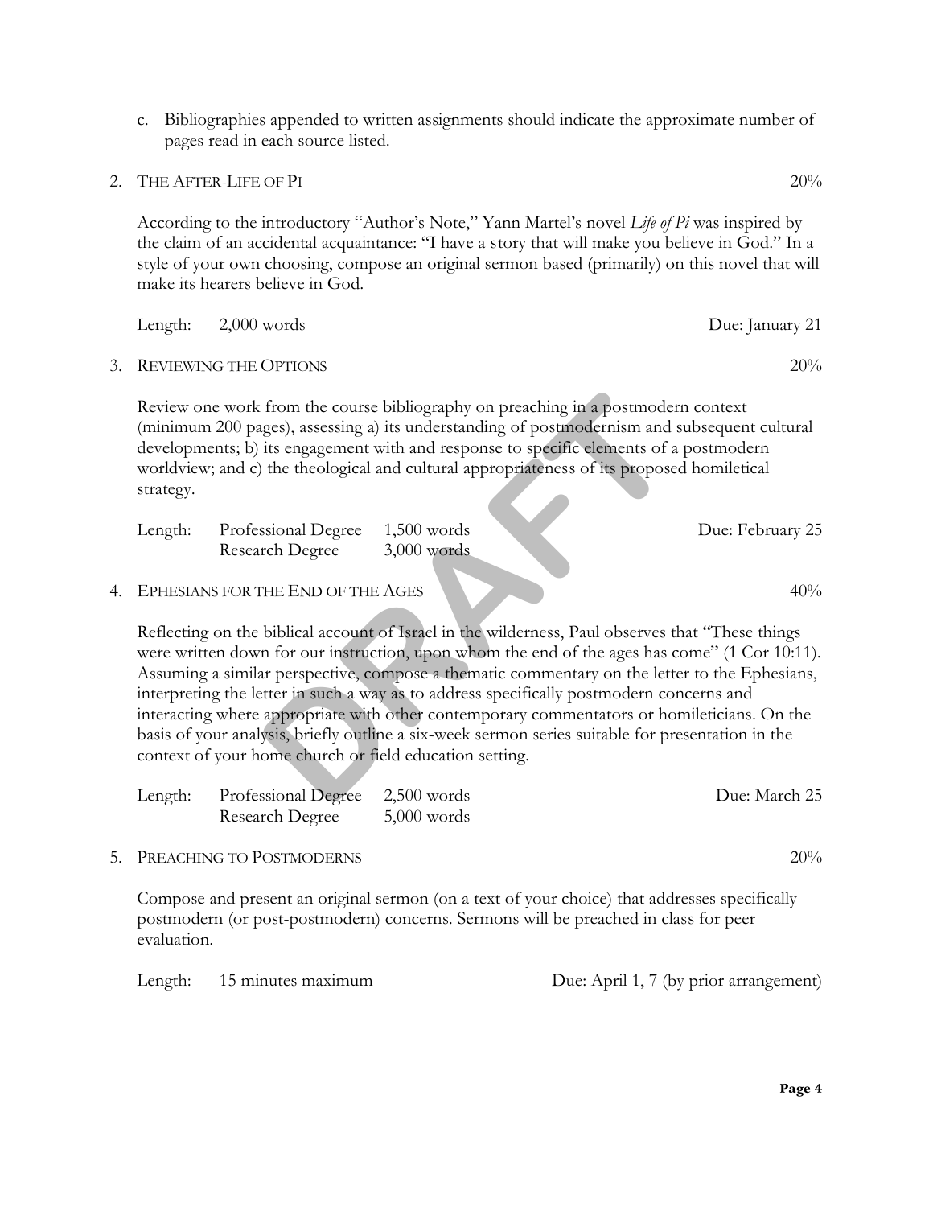c. Bibliographies appended to written assignments should indicate the approximate number of pages read in each source listed.

2. THE AFTER-LIFE OF PI — 20%

   According to the introductory "Author's Note," Yann Martel's novel *Life of Pi* was inspired by the claim of an accidental acquaintance: "I have a story that will make you believe in God." In a style of your own choosing, compose an original sermon based (primarily) on this novel that will make its hearers believe in God.

   Length: 2,000 words — Due: January 21

3. REVIEWING THE OPTIONS — 20%

   Review one work from the course bibliography on preaching in a postmodern context (minimum 200 pages), assessing a) its understanding of postmodernism and subsequent cultural developments; b) its engagement with and response to specific elements of a postmodern worldview; and c) the theological and cultural appropriateness of its proposed homiletical strategy.

   | Length: | | | |
   |---|---|---|---|
   | | Professional Degree | 1,500 words | Due: February 25 |
   | | Research Degree | 3,000 words | |

4. EPHESIANS FOR THE END OF THE AGES — 40%

   Reflecting on the biblical account of Israel in the wilderness, Paul observes that "These things were written down for our instruction, upon whom the end of the ages has come" (1 Cor 10:11). Assuming a similar perspective, compose a thematic commentary on the letter to the Ephesians, interpreting the letter in such a way as to address specifically postmodern concerns and interacting where appropriate with other contemporary commentators or homileticians. On the basis of your analysis, briefly outline a six-week sermon series suitable for presentation in the context of your home church or field education setting.

   | Length: | | | |
   |---|---|---|---|
   | | Professional Degree | 2,500 words | Due: March 25 |
   | | Research Degree | 5,000 words | |

5. PREACHING TO POSTMODERNS — 20%

   Compose and present an original sermon (on a text of your choice) that addresses specifically postmodern (or post-postmodern) concerns. Sermons will be preached in class for peer evaluation.

   Length: 15 minutes maximum — Due: April 1, 7 (by prior arrangement)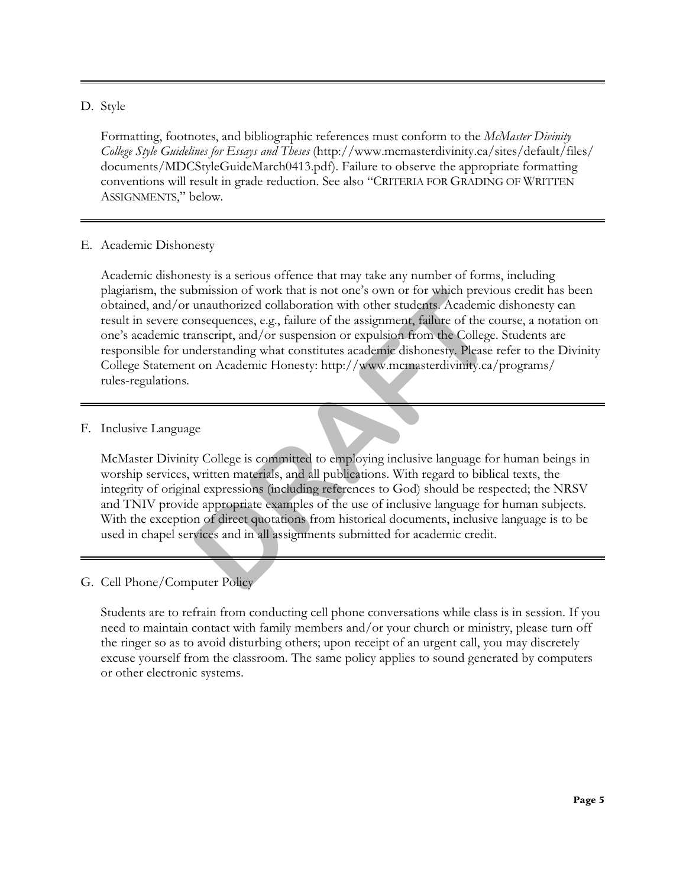### D. Style

Formatting, footnotes, and bibliographic references must conform to the *McMaster Divinity College Style Guidelines for Essays and Theses* (http://www.mcmasterdivinity.ca/sites/default/files/documents/MDCStyleGuideMarch0413.pdf). Failure to observe the appropriate formatting conventions will result in grade reduction. See also "CRITERIA FOR GRADING OF WRITTEN ASSIGNMENTS," below.

### E. Academic Dishonesty

Academic dishonesty is a serious offence that may take any number of forms, including plagiarism, the submission of work that is not one's own or for which previous credit has been obtained, and/or unauthorized collaboration with other students. Academic dishonesty can result in severe consequences, e.g., failure of the assignment, failure of the course, a notation on one's academic transcript, and/or suspension or expulsion from the College. Students are responsible for understanding what constitutes academic dishonesty. Please refer to the Divinity College Statement on Academic Honesty: http://www.mcmasterdivinity.ca/programs/rules-regulations.

### F. Inclusive Language

McMaster Divinity College is committed to employing inclusive language for human beings in worship services, written materials, and all publications. With regard to biblical texts, the integrity of original expressions (including references to God) should be respected; the NRSV and TNIV provide appropriate examples of the use of inclusive language for human subjects. With the exception of direct quotations from historical documents, inclusive language is to be used in chapel services and in all assignments submitted for academic credit.

### G. Cell Phone/Computer Policy

Students are to refrain from conducting cell phone conversations while class is in session. If you need to maintain contact with family members and/or your church or ministry, please turn off the ringer so as to avoid disturbing others; upon receipt of an urgent call, you may discretely excuse yourself from the classroom. The same policy applies to sound generated by computers or other electronic systems.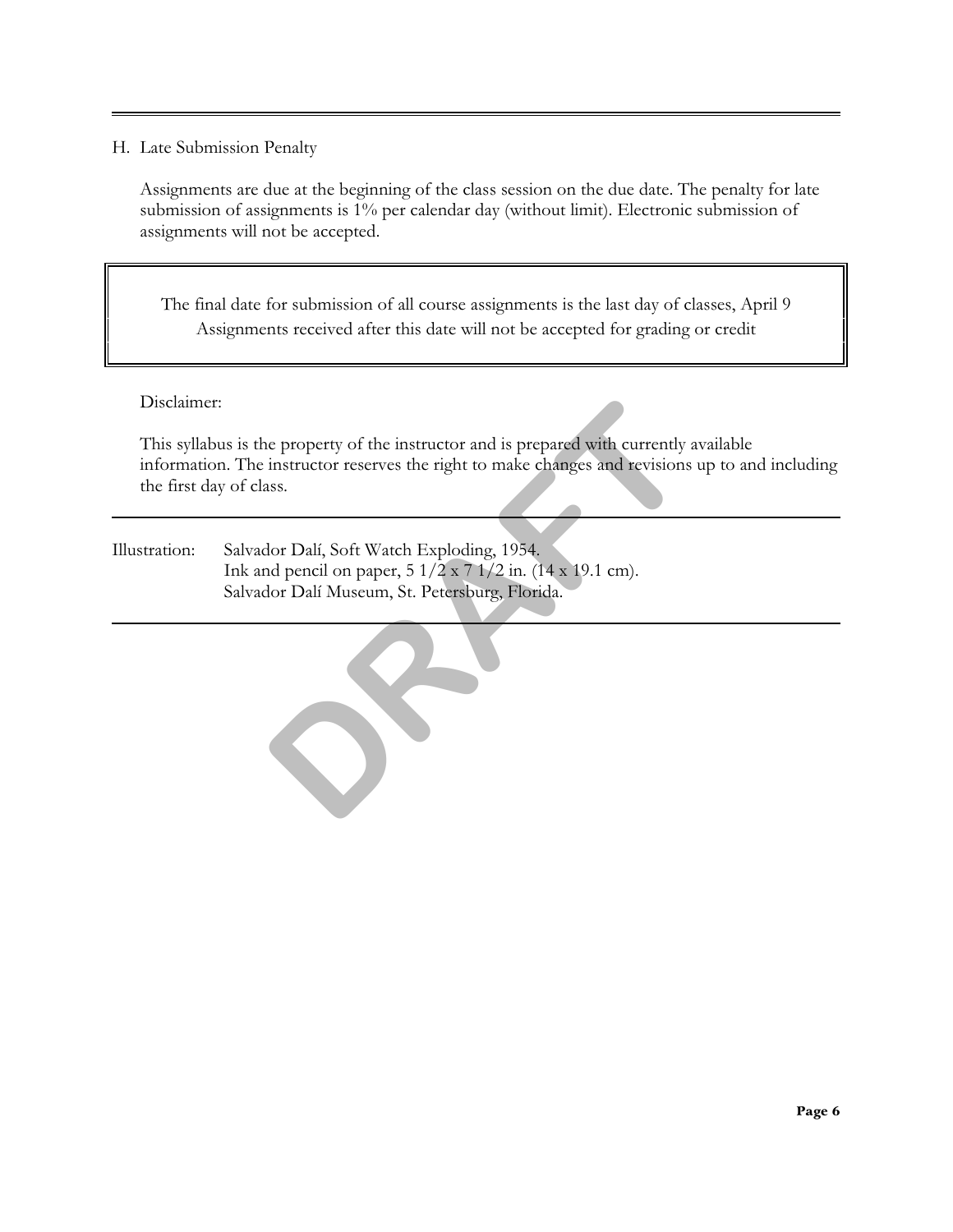## H. Late Submission Penalty

Assignments are due at the beginning of the class session on the due date. The penalty for late submission of assignments is 1% per calendar day (without limit). Electronic submission of assignments will not be accepted.

> The final date for submission of all course assignments is the last day of classes, April 9
> Assignments received after this date will not be accepted for grading or credit

Disclaimer:

This syllabus is the property of the instructor and is prepared with currently available information. The instructor reserves the right to make changes and revisions up to and including the first day of class.

---

Illustration: Salvador Dalí, Soft Watch Exploding, 1954.
Ink and pencil on paper, 5 1/2 x 7 1/2 in. (14 x 19.1 cm).
Salvador Dalí Museum, St. Petersburg, Florida.

---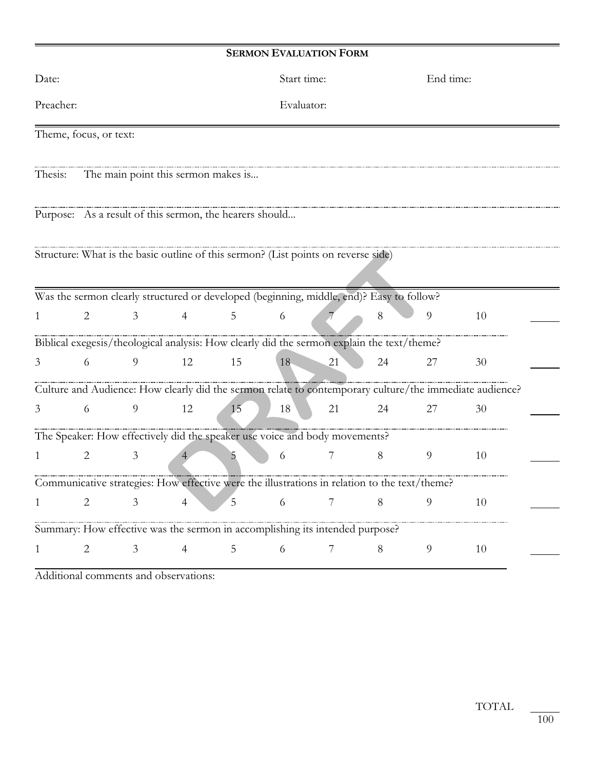## SERMON EVALUATION FORM

Date: Start time: End time:

Preacher: Evaluator:

---

Theme, focus, or text:

Thesis: The main point this sermon makes is...

Purpose: As a result of this sermon, the hearers should...

Structure: What is the basic outline of this sermon? (List points on reverse side)

---

Was the sermon clearly structured or developed (beginning, middle, end)? Easy to follow?

1 2 3 4 5 6 7 8 9 10 \_\_\_\_\_

Biblical exegesis/theological analysis: How clearly did the sermon explain the text/theme?

3 6 9 12 15 18 21 24 27 30 \_\_\_\_\_

Culture and Audience: How clearly did the sermon relate to contemporary culture/the immediate audience?

3 6 9 12 15 18 21 24 27 30 \_\_\_\_\_

The Speaker: How effectively did the speaker use voice and body movements?

1 2 3 4 5 6 7 8 9 10 \_\_\_\_\_

Communicative strategies: How effective were the illustrations in relation to the text/theme?

1 2 3 4 5 6 7 8 9 10 \_\_\_\_\_

Summary: How effective was the sermon in accomplishing its intended purpose?

1 2 3 4 5 6 7 8 9 10 \_\_\_\_\_

Additional comments and observations:

TOTAL \_\_\_\_\_ / 100

DRAFT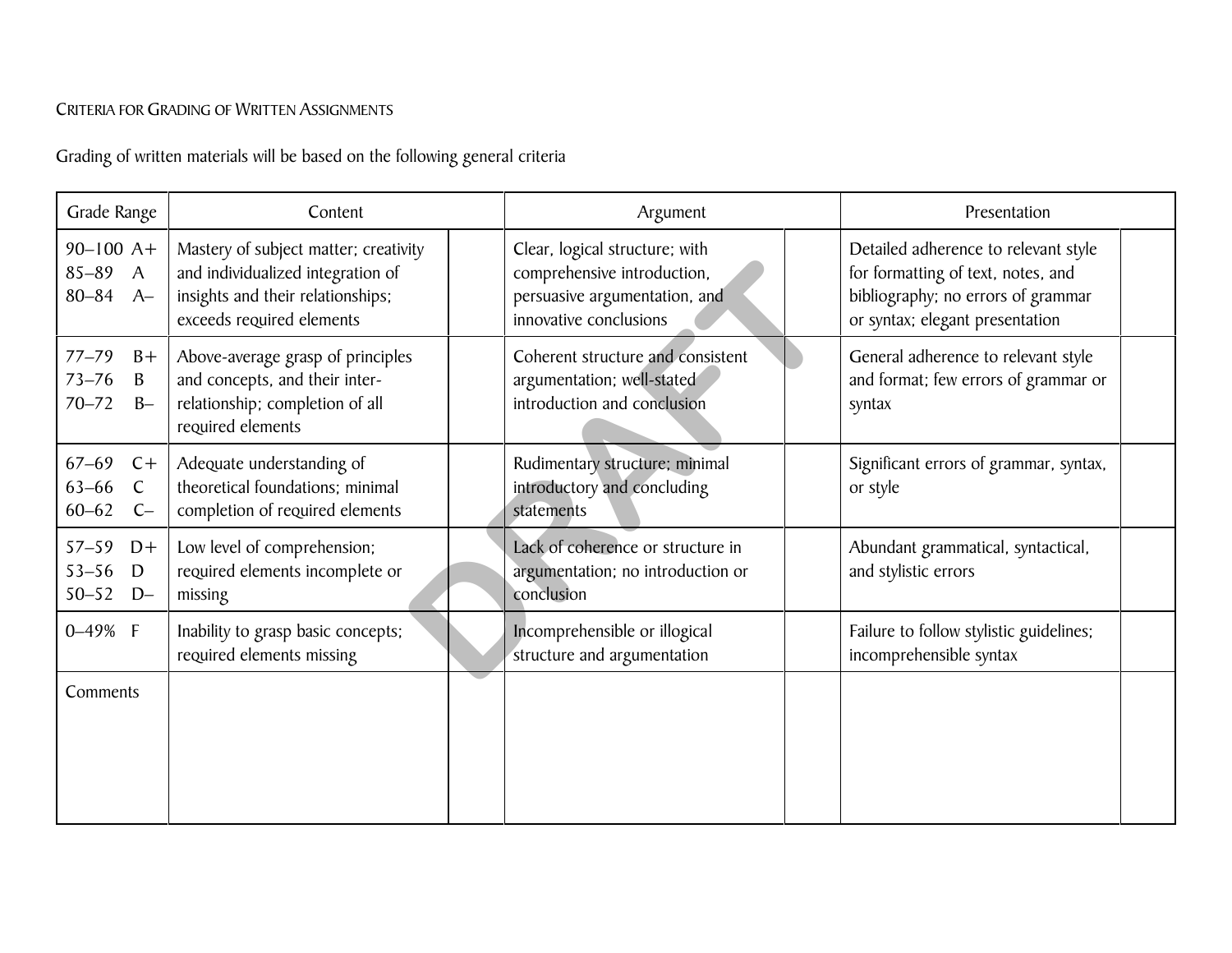Criteria for Grading of Written Assignments

Grading of written materials will be based on the following general criteria

| Grade Range | Content | | Argument | | Presentation | |
|---|---|---|---|---|---|---|
| 90–100 A+<br>85–89 A<br>80–84 A– | Mastery of subject matter; creativity and individualized integration of insights and their relationships; exceeds required elements | | Clear, logical structure; with comprehensive introduction, persuasive argumentation, and innovative conclusions | | Detailed adherence to relevant style for formatting of text, notes, and bibliography; no errors of grammar or syntax; elegant presentation | |
| 77–79 B+<br>73–76 B<br>70–72 B– | Above-average grasp of principles and concepts, and their inter-relationship; completion of all required elements | | Coherent structure and consistent argumentation; well-stated introduction and conclusion | | General adherence to relevant style and format; few errors of grammar or syntax | |
| 67–69 C+<br>63–66 C<br>60–62 C– | Adequate understanding of theoretical foundations; minimal completion of required elements | | Rudimentary structure; minimal introductory and concluding statements | | Significant errors of grammar, syntax, or style | |
| 57–59 D+<br>53–56 D<br>50–52 D– | Low level of comprehension; required elements incomplete or missing | | Lack of coherence or structure in argumentation; no introduction or conclusion | | Abundant grammatical, syntactical, and stylistic errors | |
| 0–49% F | Inability to grasp basic concepts; required elements missing | | Incomprehensible or illogical structure and argumentation | | Failure to follow stylistic guidelines; incomprehensible syntax | |
| Comments | | | | | | |

DRAFT